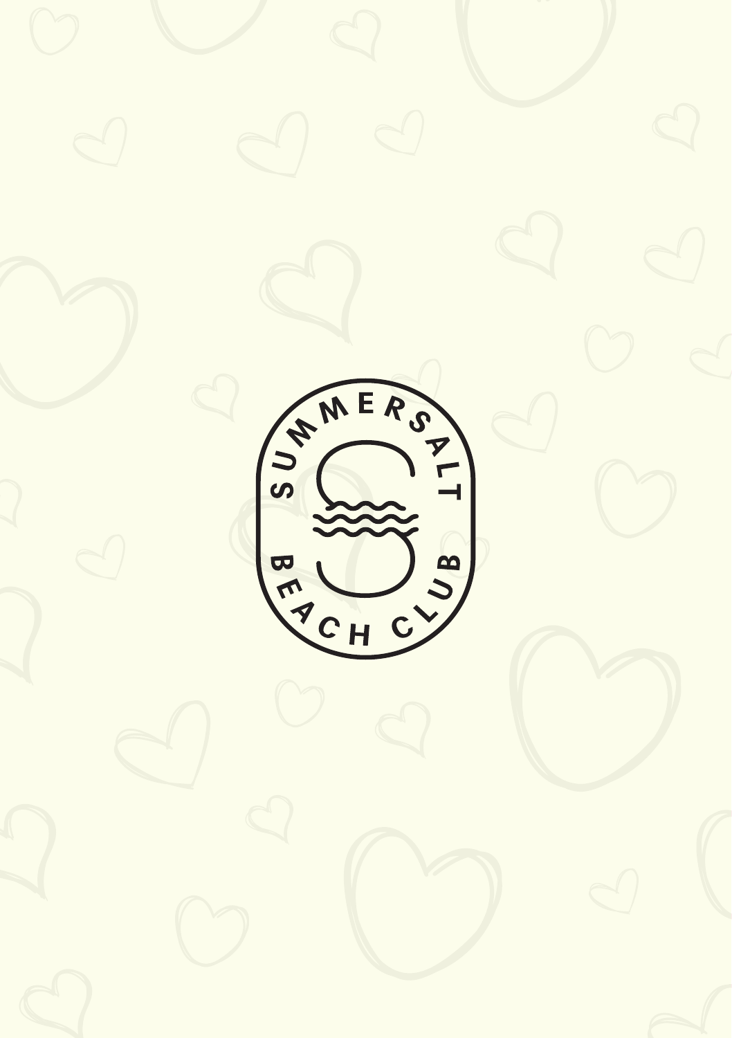SUMMERSALT

BEACH CLUB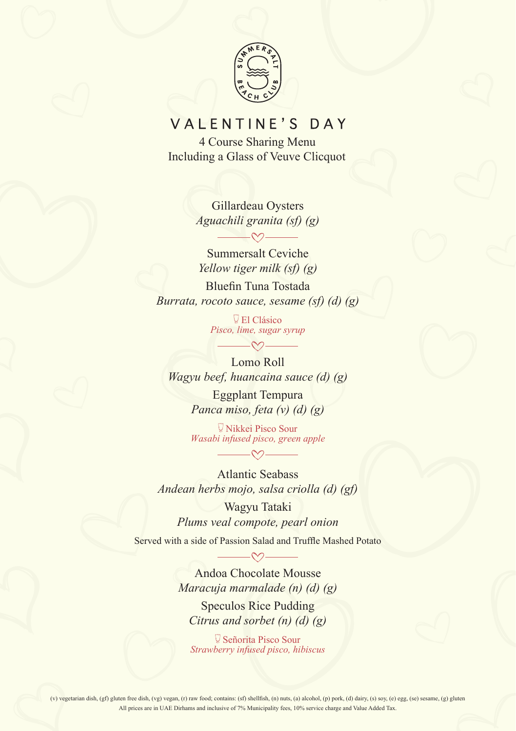SUMMERSALT BEACH CLUB

# VALENTINE'S DAY

4 Course Sharing Menu
Including a Glass of Veuve Clicquot

Gillardeau Oysters
*Aguachili granita (sf) (g)*

---

Summersalt Ceviche
*Yellow tiger milk (sf) (g)*

Bluefin Tuna Tostada
*Burrata, rocoto sauce, sesame (sf) (d) (g)*

El Clásico
*Pisco, lime, sugar syrup*

---

Lomo Roll
*Wagyu beef, huancaina sauce (d) (g)*

Eggplant Tempura
*Panca miso, feta (v) (d) (g)*

Nikkei Pisco Sour
*Wasabi infused pisco, green apple*

---

Atlantic Seabass
*Andean herbs mojo, salsa criolla (d) (gf)*

Wagyu Tataki
*Plums veal compote, pearl onion*

Served with a side of Passion Salad and Truffle Mashed Potato

---

Andoa Chocolate Mousse
*Maracuja marmalade (n) (d) (g)*

Speculos Rice Pudding
*Citrus and sorbet (n) (d) (g)*

Señorita Pisco Sour
*Strawberry infused pisco, hibiscus*

(v) vegetarian dish, (gf) gluten free dish, (vg) vegan, (r) raw food; contains: (sf) shellfish, (n) nuts, (a) alcohol, (p) pork, (d) dairy, (s) soy, (e) egg, (se) sesame, (g) gluten
All prices are in UAE Dirhams and inclusive of 7% Municipality fees, 10% service charge and Value Added Tax.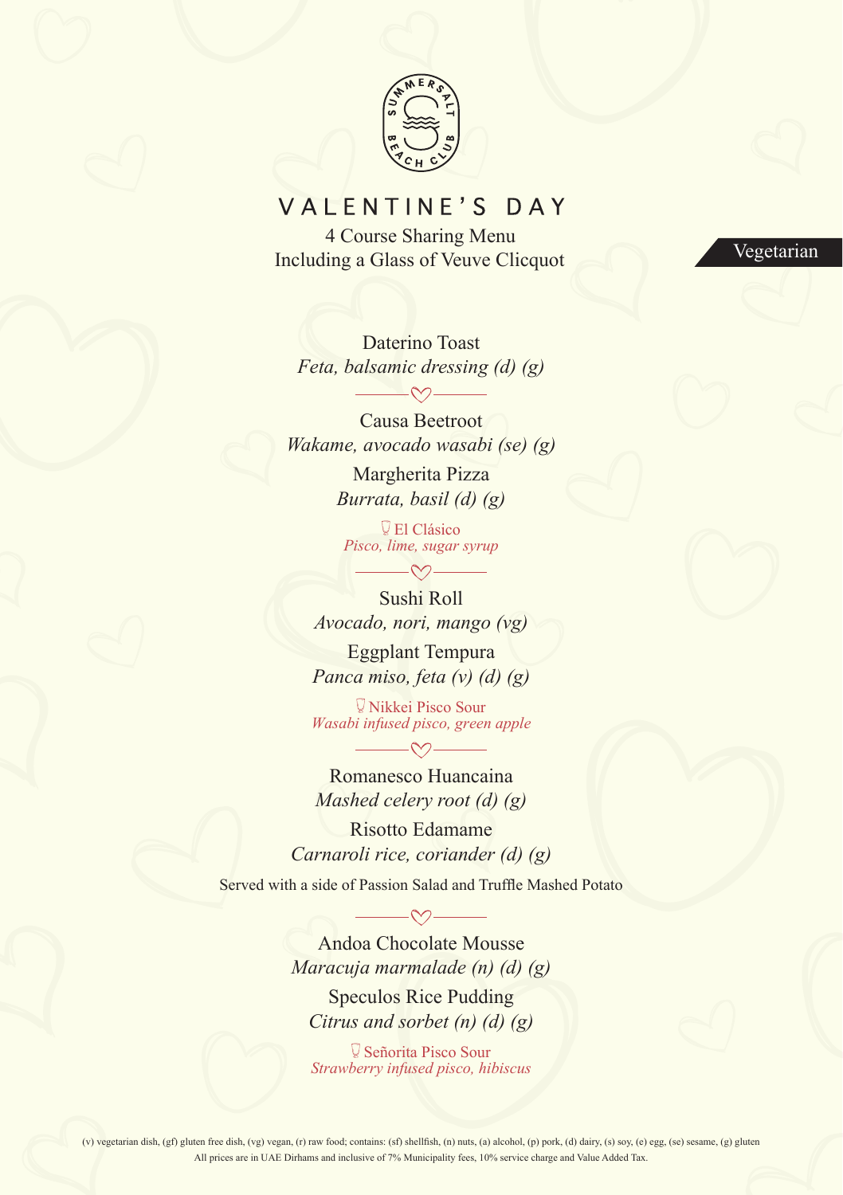SUMMERSALT BEACH CLUB

# VALENTINE'S DAY

4 Course Sharing Menu
Including a Glass of Veuve Clicquot

Vegetarian

Daterino Toast
*Feta, balsamic dressing (d) (g)*

---

Causa Beetroot
*Wakame, avocado wasabi (se) (g)*

Margherita Pizza
*Burrata, basil (d) (g)*

El Clásico
*Pisco, lime, sugar syrup*

---

Sushi Roll
*Avocado, nori, mango (vg)*

Eggplant Tempura
*Panca miso, feta (v) (d) (g)*

Nikkei Pisco Sour
*Wasabi infused pisco, green apple*

---

Romanesco Huancaina
*Mashed celery root (d) (g)*

Risotto Edamame
*Carnaroli rice, coriander (d) (g)*

Served with a side of Passion Salad and Truffle Mashed Potato

---

Andoa Chocolate Mousse
*Maracuja marmalade (n) (d) (g)*

Speculos Rice Pudding
*Citrus and sorbet (n) (d) (g)*

Señorita Pisco Sour
*Strawberry infused pisco, hibiscus*

(v) vegetarian dish, (gf) gluten free dish, (vg) vegan, (r) raw food; contains: (sf) shellfish, (n) nuts, (a) alcohol, (p) pork, (d) dairy, (s) soy, (e) egg, (se) sesame, (g) gluten
All prices are in UAE Dirhams and inclusive of 7% Municipality fees, 10% service charge and Value Added Tax.